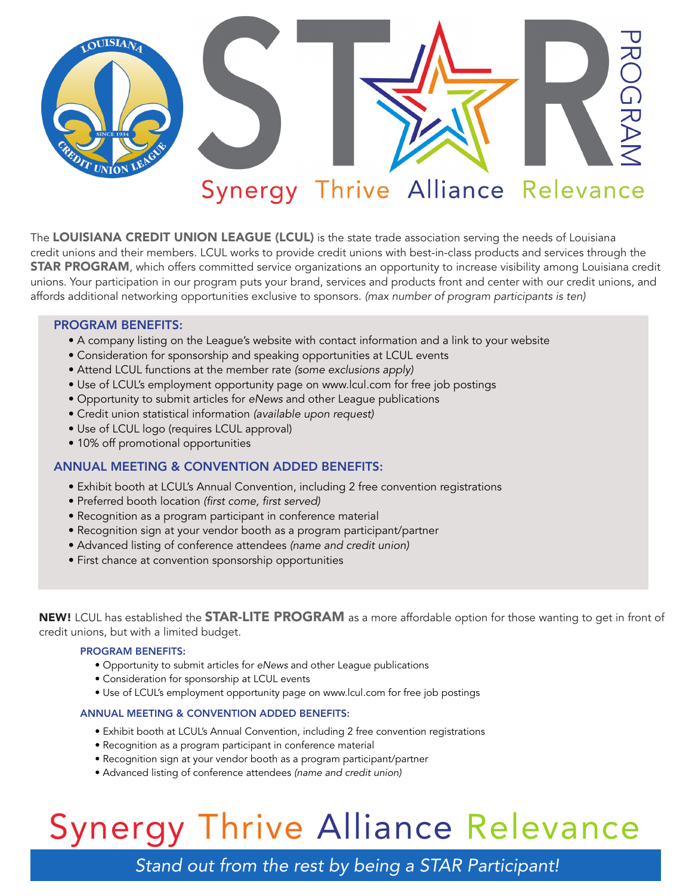# STAR PROGRAM

Synergy Thrive Alliance Relevance

The **LOUISIANA CREDIT UNION LEAGUE (LCUL)** is the state trade association serving the needs of Louisiana credit unions and their members. LCUL works to provide credit unions with best-in-class products and services through the **STAR PROGRAM**, which offers committed service organizations an opportunity to increase visibility among Louisiana credit unions. Your participation in our program puts your brand, services and products front and center with our credit unions, and affords additional networking opportunities exclusive to sponsors. *(max number of program participants is ten)*

## PROGRAM BENEFITS:

- A company listing on the League's website with contact information and a link to your website
- Consideration for sponsorship and speaking opportunities at LCUL events
- Attend LCUL functions at the member rate *(some exclusions apply)*
- Use of LCUL's employment opportunity page on www.lcul.com for free job postings
- Opportunity to submit articles for *eNews* and other League publications
- Credit union statistical information *(available upon request)*
- Use of LCUL logo (requires LCUL approval)
- 10% off promotional opportunities

## ANNUAL MEETING & CONVENTION ADDED BENEFITS:

- Exhibit booth at LCUL's Annual Convention, including 2 free convention registrations
- Preferred booth location *(first come, first served)*
- Recognition as a program participant in conference material
- Recognition sign at your vendor booth as a program participant/partner
- Advanced listing of conference attendees *(name and credit union)*
- First chance at convention sponsorship opportunities

**NEW!** LCUL has established the **STAR-LITE PROGRAM** as a more affordable option for those wanting to get in front of credit unions, but with a limited budget.

### PROGRAM BENEFITS:

- Opportunity to submit articles for *eNews* and other League publications
- Consideration for sponsorship at LCUL events
- Use of LCUL's employment opportunity page on www.lcul.com for free job postings

### ANNUAL MEETING & CONVENTION ADDED BENEFITS:

- Exhibit booth at LCUL's Annual Convention, including 2 free convention registrations
- Recognition as a program participant in conference material
- Recognition sign at your vendor booth as a program participant/partner
- Advanced listing of conference attendees *(name and credit union)*

# Synergy Thrive Alliance Relevance

*Stand out from the rest by being a STAR Participant!*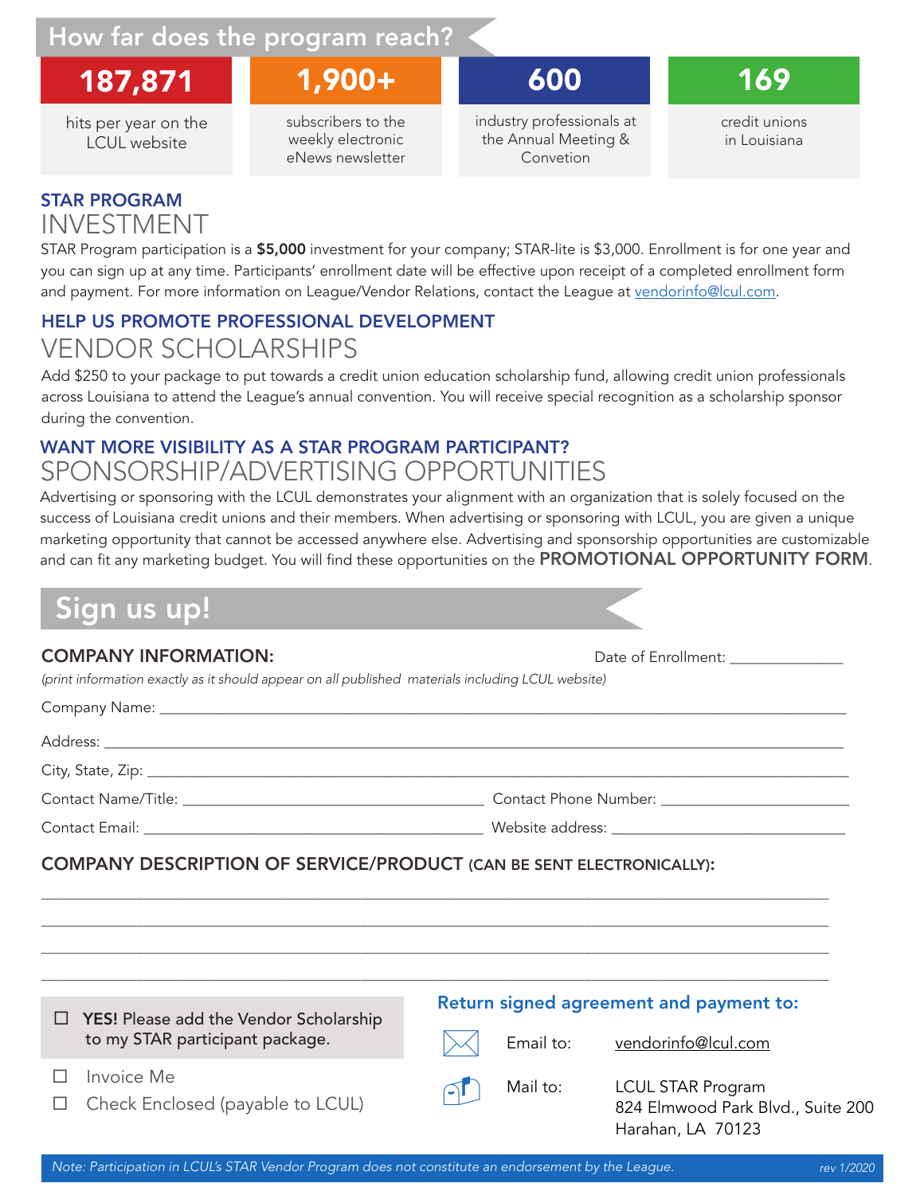## How far does the program reach?

**187,871**
hits per year on the LCUL website

**1,900+**
subscribers to the weekly electronic eNews newsletter

**600**
industry professionals at the Annual Meeting & Convetion

**169**
credit unions in Louisiana

### STAR PROGRAM
## INVESTMENT

STAR Program participation is a **$5,000** investment for your company; STAR-lite is $3,000. Enrollment is for one year and you can sign up at any time. Participants' enrollment date will be effective upon receipt of a completed enrollment form and payment. For more information on League/Vendor Relations, contact the League at vendorinfo@lcul.com.

### HELP US PROMOTE PROFESSIONAL DEVELOPMENT
## VENDOR SCHOLARSHIPS

Add $250 to your package to put towards a credit union education scholarship fund, allowing credit union professionals across Louisiana to attend the League's annual convention. You will receive special recognition as a scholarship sponsor during the convention.

### WANT MORE VISIBILITY AS A STAR PROGRAM PARTICIPANT?
## SPONSORSHIP/ADVERTISING OPPORTUNITIES

Advertising or sponsoring with the LCUL demonstrates your alignment with an organization that is solely focused on the success of Louisiana credit unions and their members. When advertising or sponsoring with LCUL, you are given a unique marketing opportunity that cannot be accessed anywhere else. Advertising and sponsorship opportunities are customizable and can fit any marketing budget. You will find these opportunities on the **PROMOTIONAL OPPORTUNITY FORM**.

## Sign us up!

**COMPANY INFORMATION:** Date of Enrollment: ______________

*(print information exactly as it should appear on all published materials including LCUL website)*

Company Name: ______________________________________________

Address: ______________________________________________

City, State, Zip: ______________________________________________

Contact Name/Title: ______________________ Contact Phone Number: ______________________

Contact Email: ______________________ Website address: ______________________

**COMPANY DESCRIPTION OF SERVICE/PRODUCT (CAN BE SENT ELECTRONICALLY):**

______________________________________________

______________________________________________

______________________________________________

______________________________________________

☐ **YES!** Please add the Vendor Scholarship to my STAR participant package.

☐ Invoice Me

☐ Check Enclosed (payable to LCUL)

### Return signed agreement and payment to:

Email to: vendorinfo@lcul.com

Mail to: LCUL STAR Program
824 Elmwood Park Blvd., Suite 200
Harahan, LA 70123

*Note: Participation in LCUL's STAR Vendor Program does not constitute an endorsement by the League.*

*rev 1/2020*